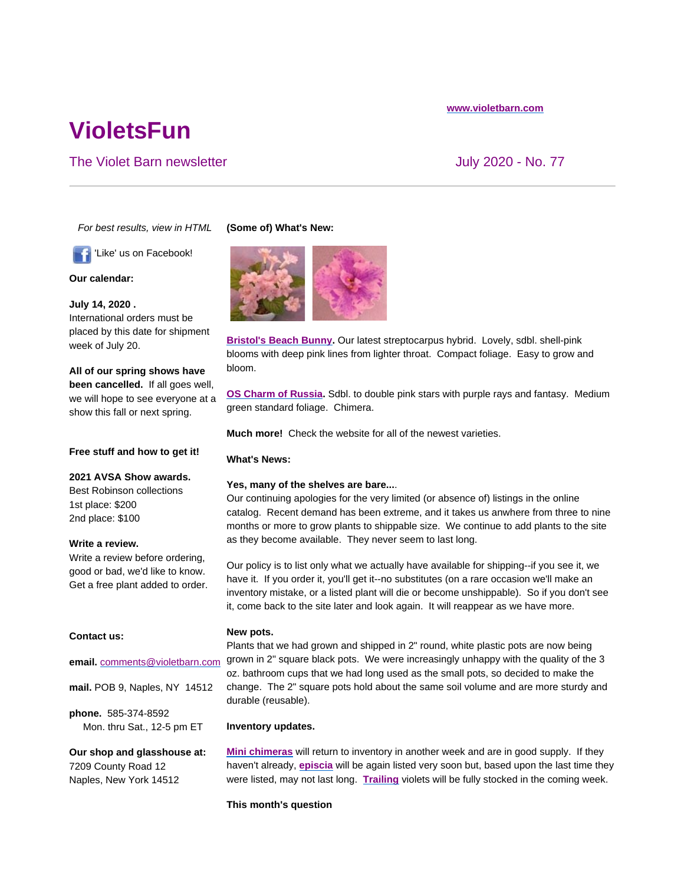www.violetbarn.com

# VioletsFun

## The Violet Barn newsletter

July 2020 - No. 77

---

*For best results, view in HTML*

'Like' us on Facebook!

**Our calendar:**

**July 14, 2020 .**
International orders must be placed by this date for shipment week of July 20.

**All of our spring shows have been cancelled.** If all goes well, we will hope to see everyone at a show this fall or next spring.

**Free stuff and how to get it!**

**2021 AVSA Show awards.**
Best Robinson collections
1st place: $200
2nd place: $100

**Write a review.**
Write a review before ordering, good or bad, we'd like to know. Get a free plant added to order.

**Contact us:**

**email.** comments@violetbarn.com

**mail.** POB 9, Naples, NY 14512

**phone.** 585-374-8592
Mon. thru Sat., 12-5 pm ET

**Our shop and glasshouse at:**
7209 County Road 12
Naples, New York 14512

**(Some of) What's New:**

**Bristol's Beach Bunny.** Our latest streptocarpus hybrid. Lovely, sdbl. shell-pink blooms with deep pink lines from lighter throat. Compact foliage. Easy to grow and bloom.

**OS Charm of Russia.** Sdbl. to double pink stars with purple rays and fantasy. Medium green standard foliage. Chimera.

**Much more!** Check the website for all of the newest varieties.

**What's News:**

**Yes, many of the shelves are bare....**
Our continuing apologies for the very limited (or absence of) listings in the online catalog. Recent demand has been extreme, and it takes us anwhere from three to nine months or more to grow plants to shippable size. We continue to add plants to the site as they become available. They never seem to last long.

Our policy is to list only what we actually have available for shipping--if you see it, we have it. If you order it, you'll get it--no substitutes (on a rare occasion we'll make an inventory mistake, or a listed plant will die or become unshippable). So if you don't see it, come back to the site later and look again. It will reappear as we have more.

**New pots.**
Plants that we had grown and shipped in 2" round, white plastic pots are now being grown in 2" square black pots. We were increasingly unhappy with the quality of the 3 oz. bathroom cups that we had long used as the small pots, so decided to make the change. The 2" square pots hold about the same soil volume and are more sturdy and durable (reusable).

**Inventory updates.**

**Mini chimeras** will return to inventory in another week and are in good supply. If they haven't already, **episcia** will be again listed very soon but, based upon the last time they were listed, may not last long. **Trailing** violets will be fully stocked in the coming week.

**This month's question**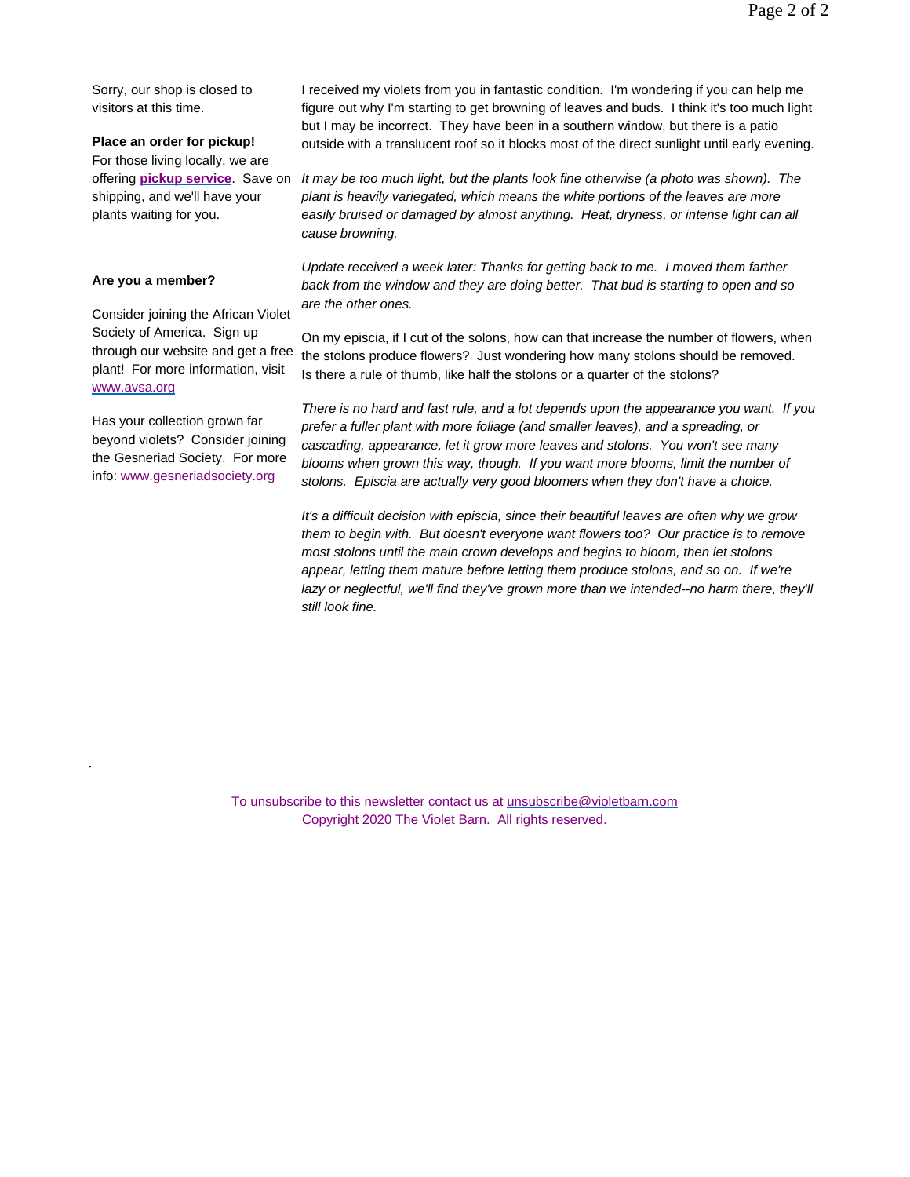Sorry, our shop is closed to visitors at this time.

**Place an order for pickup!**
For those living locally, we are offering **pickup service**. Save on shipping, and we'll have your plants waiting for you.

**Are you a member?**

Consider joining the African Violet Society of America. Sign up through our website and get a free plant! For more information, visit www.avsa.org

Has your collection grown far beyond violets? Consider joining the Gesneriad Society. For more info: www.gesneriadsociety.org

I received my violets from you in fantastic condition. I'm wondering if you can help me figure out why I'm starting to get browning of leaves and buds. I think it's too much light but I may be incorrect. They have been in a southern window, but there is a patio outside with a translucent roof so it blocks most of the direct sunlight until early evening.

*It may be too much light, but the plants look fine otherwise (a photo was shown). The plant is heavily variegated, which means the white portions of the leaves are more easily bruised or damaged by almost anything. Heat, dryness, or intense light can all cause browning.*

*Update received a week later: Thanks for getting back to me. I moved them farther back from the window and they are doing better. That bud is starting to open and so are the other ones.*

On my episcia, if I cut of the solons, how can that increase the number of flowers, when the stolons produce flowers? Just wondering how many stolons should be removed. Is there a rule of thumb, like half the stolons or a quarter of the stolons?

*There is no hard and fast rule, and a lot depends upon the appearance you want. If you prefer a fuller plant with more foliage (and smaller leaves), and a spreading, or cascading, appearance, let it grow more leaves and stolons. You won't see many blooms when grown this way, though. If you want more blooms, limit the number of stolons. Episcia are actually very good bloomers when they don't have a choice.*

*It's a difficult decision with episcia, since their beautiful leaves are often why we grow them to begin with. But doesn't everyone want flowers too? Our practice is to remove most stolons until the main crown develops and begins to bloom, then let stolons appear, letting them mature before letting them produce stolons, and so on. If we're lazy or neglectful, we'll find they've grown more than we intended--no harm there, they'll still look fine.*

To unsubscribe to this newsletter contact us at unsubscribe@violetbarn.com
Copyright 2020 The Violet Barn. All rights reserved.